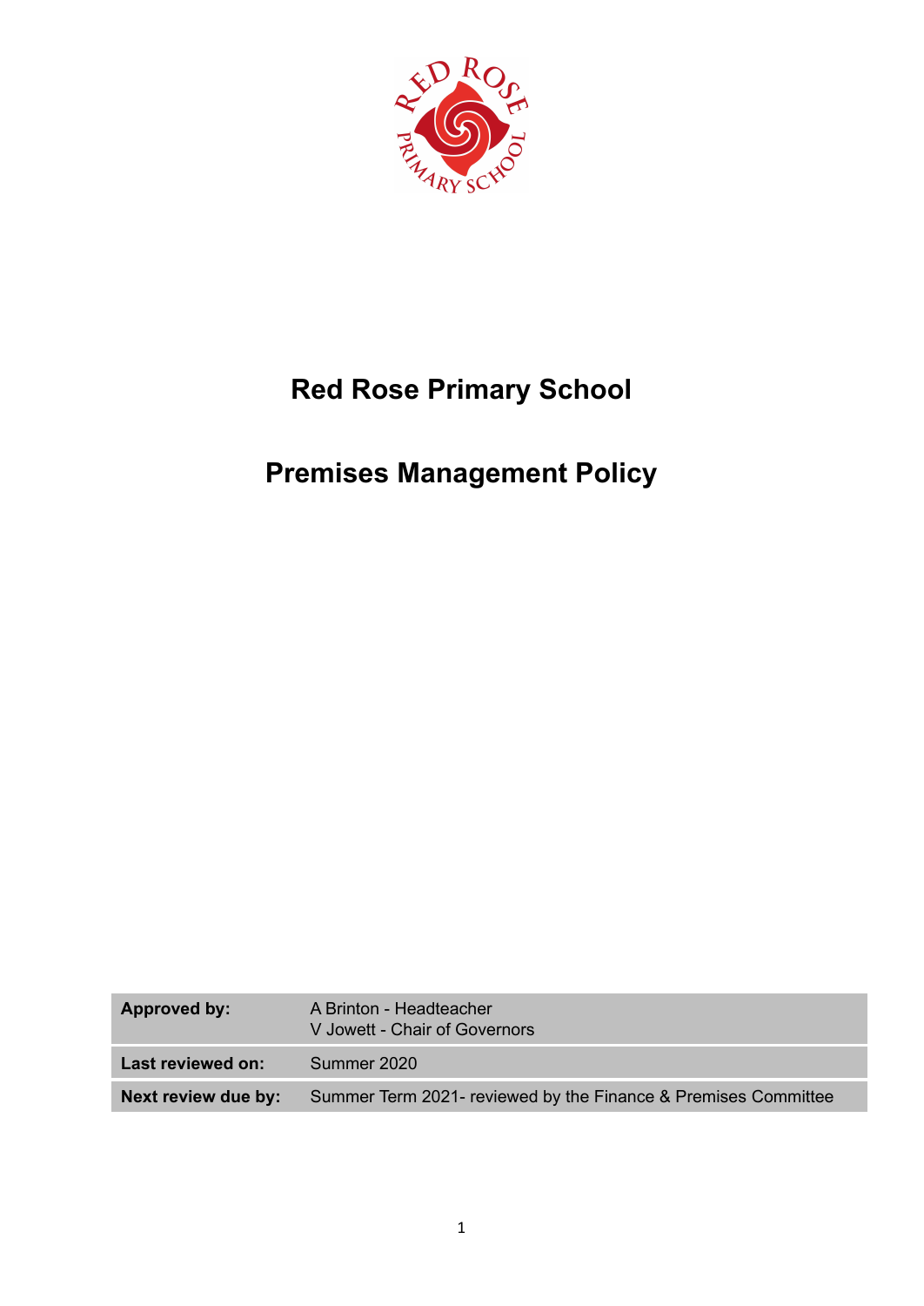# Red Rose Primary School

# Premises Management Policy

| **Approved by:** | A Brinton - Headteacher<br>V Jowett - Chair of Governors |
|---|---|
| **Last reviewed on:** | Summer 2020 |
| **Next review due by:** | Summer Term 2021- reviewed by the Finance & Premises Committee |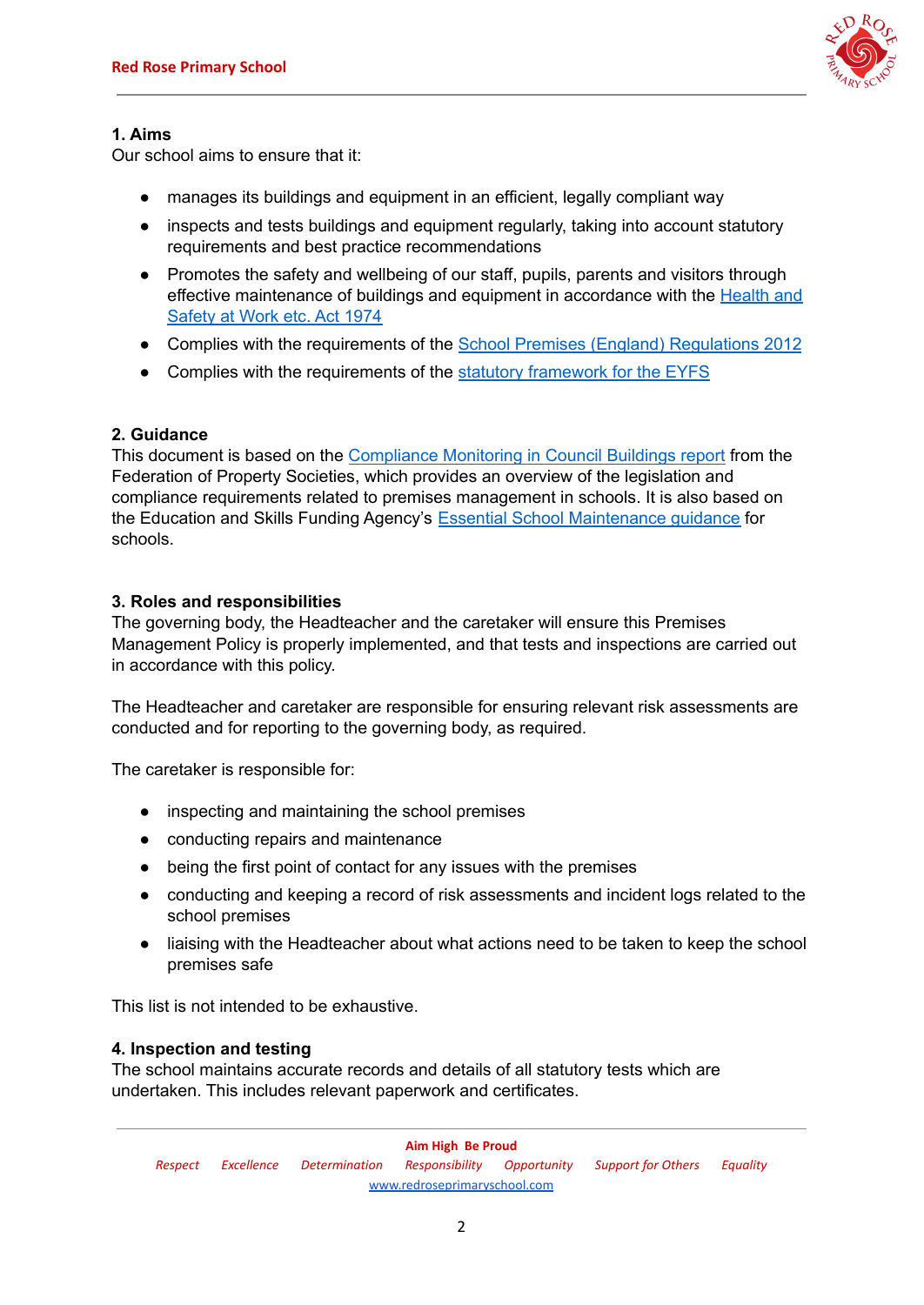## 1. Aims

Our school aims to ensure that it:

- manages its buildings and equipment in an efficient, legally compliant way
- inspects and tests buildings and equipment regularly, taking into account statutory requirements and best practice recommendations
- Promotes the safety and wellbeing of our staff, pupils, parents and visitors through effective maintenance of buildings and equipment in accordance with the Health and Safety at Work etc. Act 1974
- Complies with the requirements of the School Premises (England) Regulations 2012
- Complies with the requirements of the statutory framework for the EYFS

## 2. Guidance

This document is based on the Compliance Monitoring in Council Buildings report from the Federation of Property Societies, which provides an overview of the legislation and compliance requirements related to premises management in schools. It is also based on the Education and Skills Funding Agency's Essential School Maintenance guidance for schools.

## 3. Roles and responsibilities

The governing body, the Headteacher and the caretaker will ensure this Premises Management Policy is properly implemented, and that tests and inspections are carried out in accordance with this policy.

The Headteacher and caretaker are responsible for ensuring relevant risk assessments are conducted and for reporting to the governing body, as required.

The caretaker is responsible for:

- inspecting and maintaining the school premises
- conducting repairs and maintenance
- being the first point of contact for any issues with the premises
- conducting and keeping a record of risk assessments and incident logs related to the school premises
- liaising with the Headteacher about what actions need to be taken to keep the school premises safe

This list is not intended to be exhaustive.

## 4. Inspection and testing

The school maintains accurate records and details of all statutory tests which are undertaken. This includes relevant paperwork and certificates.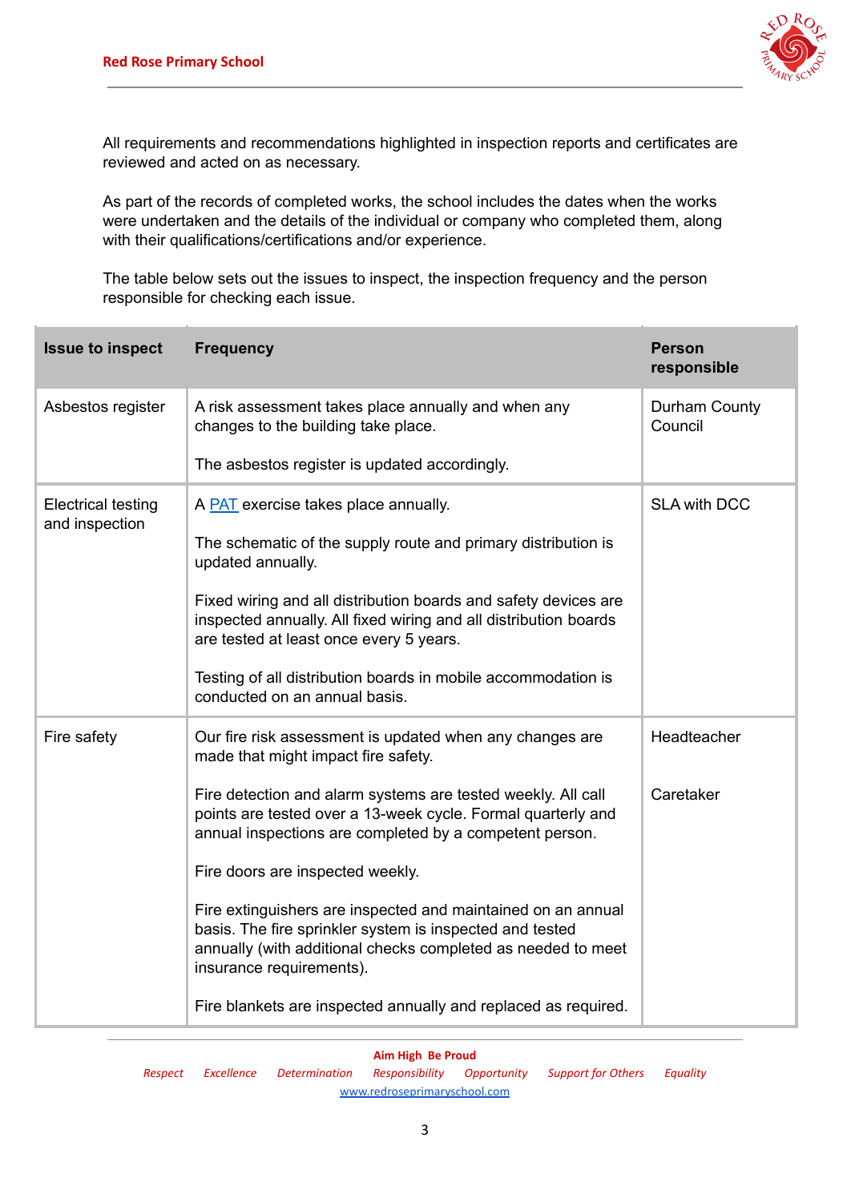All requirements and recommendations highlighted in inspection reports and certificates are reviewed and acted on as necessary.

As part of the records of completed works, the school includes the dates when the works were undertaken and the details of the individual or company who completed them, along with their qualifications/certifications and/or experience.

The table below sets out the issues to inspect, the inspection frequency and the person responsible for checking each issue.

| Issue to inspect | Frequency | Person responsible |
|---|---|---|
| Asbestos register | A risk assessment takes place annually and when any changes to the building take place.<br><br>The asbestos register is updated accordingly. | Durham County Council |
| Electrical testing and inspection | A PAT exercise takes place annually.<br><br>The schematic of the supply route and primary distribution is updated annually.<br><br>Fixed wiring and all distribution boards and safety devices are inspected annually. All fixed wiring and all distribution boards are tested at least once every 5 years.<br><br>Testing of all distribution boards in mobile accommodation is conducted on an annual basis. | SLA with DCC |
| Fire safety | Our fire risk assessment is updated when any changes are made that might impact fire safety.<br><br>Fire detection and alarm systems are tested weekly. All call points are tested over a 13-week cycle. Formal quarterly and annual inspections are completed by a competent person.<br><br>Fire doors are inspected weekly.<br><br>Fire extinguishers are inspected and maintained on an annual basis. The fire sprinkler system is inspected and tested annually (with additional checks completed as needed to meet insurance requirements).<br><br>Fire blankets are inspected annually and replaced as required. | Headteacher<br><br>Caretaker |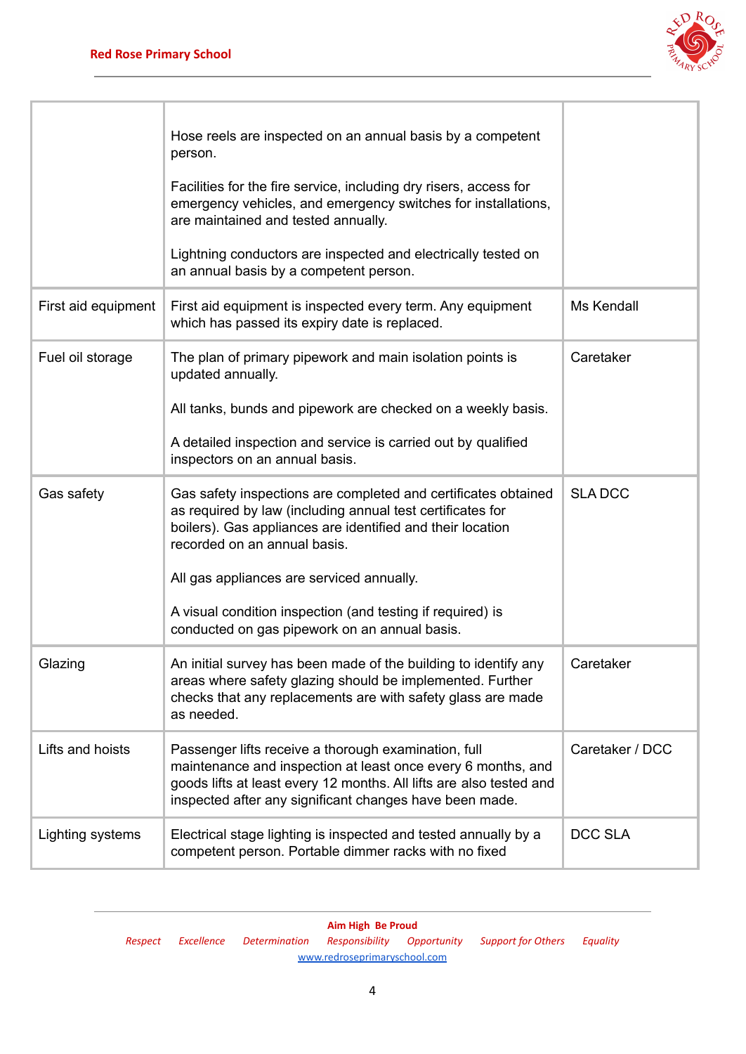| | | |
|---|---|---|
| | Hose reels are inspected on an annual basis by a competent person.<br><br>Facilities for the fire service, including dry risers, access for emergency vehicles, and emergency switches for installations, are maintained and tested annually.<br><br>Lightning conductors are inspected and electrically tested on an annual basis by a competent person. | |
| First aid equipment | First aid equipment is inspected every term. Any equipment which has passed its expiry date is replaced. | Ms Kendall |
| Fuel oil storage | The plan of primary pipework and main isolation points is updated annually.<br><br>All tanks, bunds and pipework are checked on a weekly basis.<br><br>A detailed inspection and service is carried out by qualified inspectors on an annual basis. | Caretaker |
| Gas safety | Gas safety inspections are completed and certificates obtained as required by law (including annual test certificates for boilers). Gas appliances are identified and their location recorded on an annual basis.<br><br>All gas appliances are serviced annually.<br><br>A visual condition inspection (and testing if required) is conducted on gas pipework on an annual basis. | SLA DCC |
| Glazing | An initial survey has been made of the building to identify any areas where safety glazing should be implemented. Further checks that any replacements are with safety glass are made as needed. | Caretaker |
| Lifts and hoists | Passenger lifts receive a thorough examination, full maintenance and inspection at least once every 6 months, and goods lifts at least every 12 months. All lifts are also tested and inspected after any significant changes have been made. | Caretaker / DCC |
| Lighting systems | Electrical stage lighting is inspected and tested annually by a competent person. Portable dimmer racks with no fixed | DCC SLA |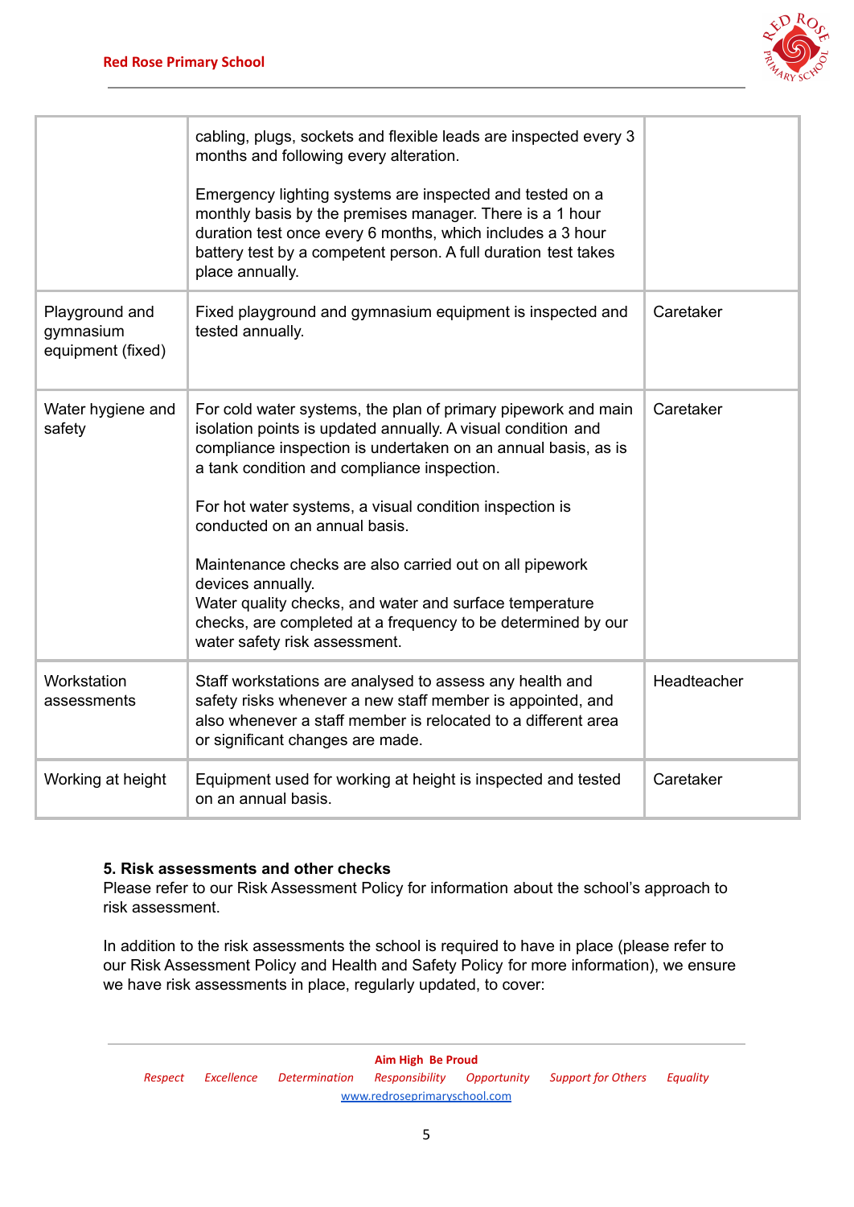|  |  |  |
|---|---|---|
|  | cabling, plugs, sockets and flexible leads are inspected every 3 months and following every alteration.<br><br>Emergency lighting systems are inspected and tested on a monthly basis by the premises manager. There is a 1 hour duration test once every 6 months, which includes a 3 hour battery test by a competent person. A full duration test takes place annually. |  |
| Playground and gymnasium equipment (fixed) | Fixed playground and gymnasium equipment is inspected and tested annually. | Caretaker |
| Water hygiene and safety | For cold water systems, the plan of primary pipework and main isolation points is updated annually. A visual condition and compliance inspection is undertaken on an annual basis, as is a tank condition and compliance inspection.<br><br>For hot water systems, a visual condition inspection is conducted on an annual basis.<br><br>Maintenance checks are also carried out on all pipework devices annually.<br>Water quality checks, and water and surface temperature checks, are completed at a frequency to be determined by our water safety risk assessment. | Caretaker |
| Workstation assessments | Staff workstations are analysed to assess any health and safety risks whenever a new staff member is appointed, and also whenever a staff member is relocated to a different area or significant changes are made. | Headteacher |
| Working at height | Equipment used for working at height is inspected and tested on an annual basis. | Caretaker |

**5. Risk assessments and other checks**

Please refer to our Risk Assessment Policy for information about the school's approach to risk assessment.

In addition to the risk assessments the school is required to have in place (please refer to our Risk Assessment Policy and Health and Safety Policy for more information), we ensure we have risk assessments in place, regularly updated, to cover: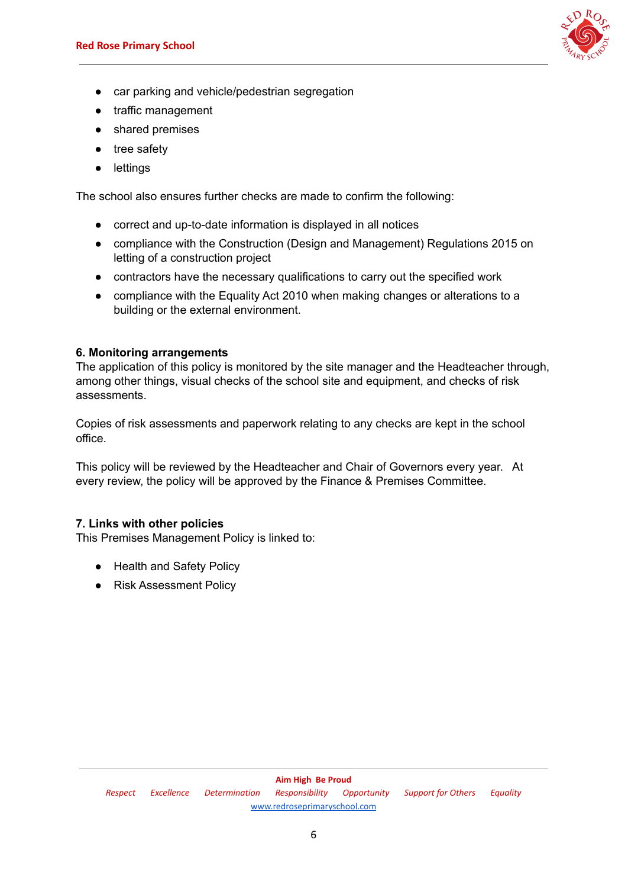- car parking and vehicle/pedestrian segregation
- traffic management
- shared premises
- tree safety
- lettings

The school also ensures further checks are made to confirm the following:

- correct and up-to-date information is displayed in all notices
- compliance with the Construction (Design and Management) Regulations 2015 on letting of a construction project
- contractors have the necessary qualifications to carry out the specified work
- compliance with the Equality Act 2010 when making changes or alterations to a building or the external environment.

**6. Monitoring arrangements**

The application of this policy is monitored by the site manager and the Headteacher through, among other things, visual checks of the school site and equipment, and checks of risk assessments.

Copies of risk assessments and paperwork relating to any checks are kept in the school office.

This policy will be reviewed by the Headteacher and Chair of Governors every year. At every review, the policy will be approved by the Finance & Premises Committee.

**7. Links with other policies**

This Premises Management Policy is linked to:

- Health and Safety Policy
- Risk Assessment Policy